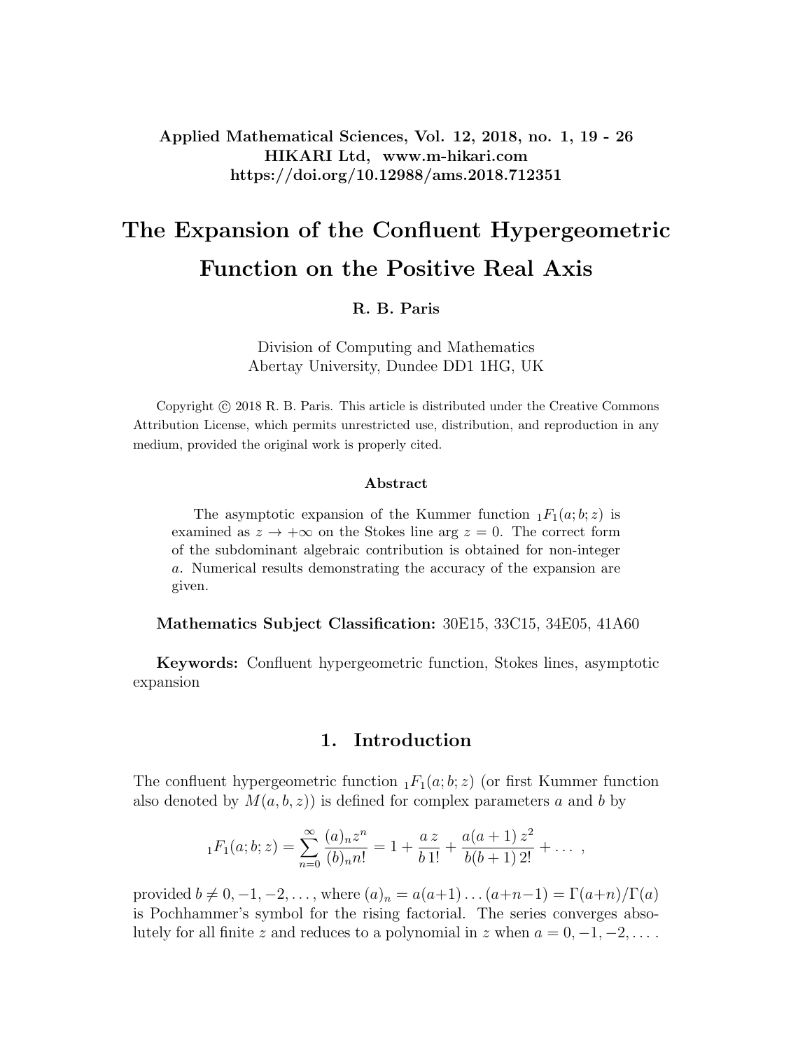# The Expansion of the Confluent Hypergeometric Function on the Positive Real Axis

**R. B. Paris**

Division of Computing and Mathematics
Abertay University, Dundee DD1 1HG, UK

Copyright © 2018 R. B. Paris. This article is distributed under the Creative Commons Attribution License, which permits unrestricted use, distribution, and reproduction in any medium, provided the original work is properly cited.

### Abstract

The asymptotic expansion of the Kummer function ${}_1F_1(a;b;z)$ is examined as $z \to +\infty$ on the Stokes line $\arg z = 0$. The correct form of the subdominant algebraic contribution is obtained for non-integer $a$. Numerical results demonstrating the accuracy of the expansion are given.

**Mathematics Subject Classification:** 30E15, 33C15, 34E05, 41A60

**Keywords:** Confluent hypergeometric function, Stokes lines, asymptotic expansion

## 1. Introduction

The confluent hypergeometric function ${}_1F_1(a;b;z)$ (or first Kummer function also denoted by $M(a,b,z)$) is defined for complex parameters $a$ and $b$ by

$$
{}_1F_1(a;b;z) = \sum_{n=0}^{\infty} \frac{(a)_n z^n}{(b)_n n!} = 1 + \frac{a\,z}{b\,1!} + \frac{a(a+1)\,z^2}{b(b+1)\,2!} + \dots\ ,
$$

provided $b \neq 0, -1, -2, \dots$, where $(a)_n = a(a+1)\dots(a+n-1) = \Gamma(a+n)/\Gamma(a)$ is Pochhammer's symbol for the rising factorial. The series converges absolutely for all finite $z$ and reduces to a polynomial in $z$ when $a = 0, -1, -2, \dots$.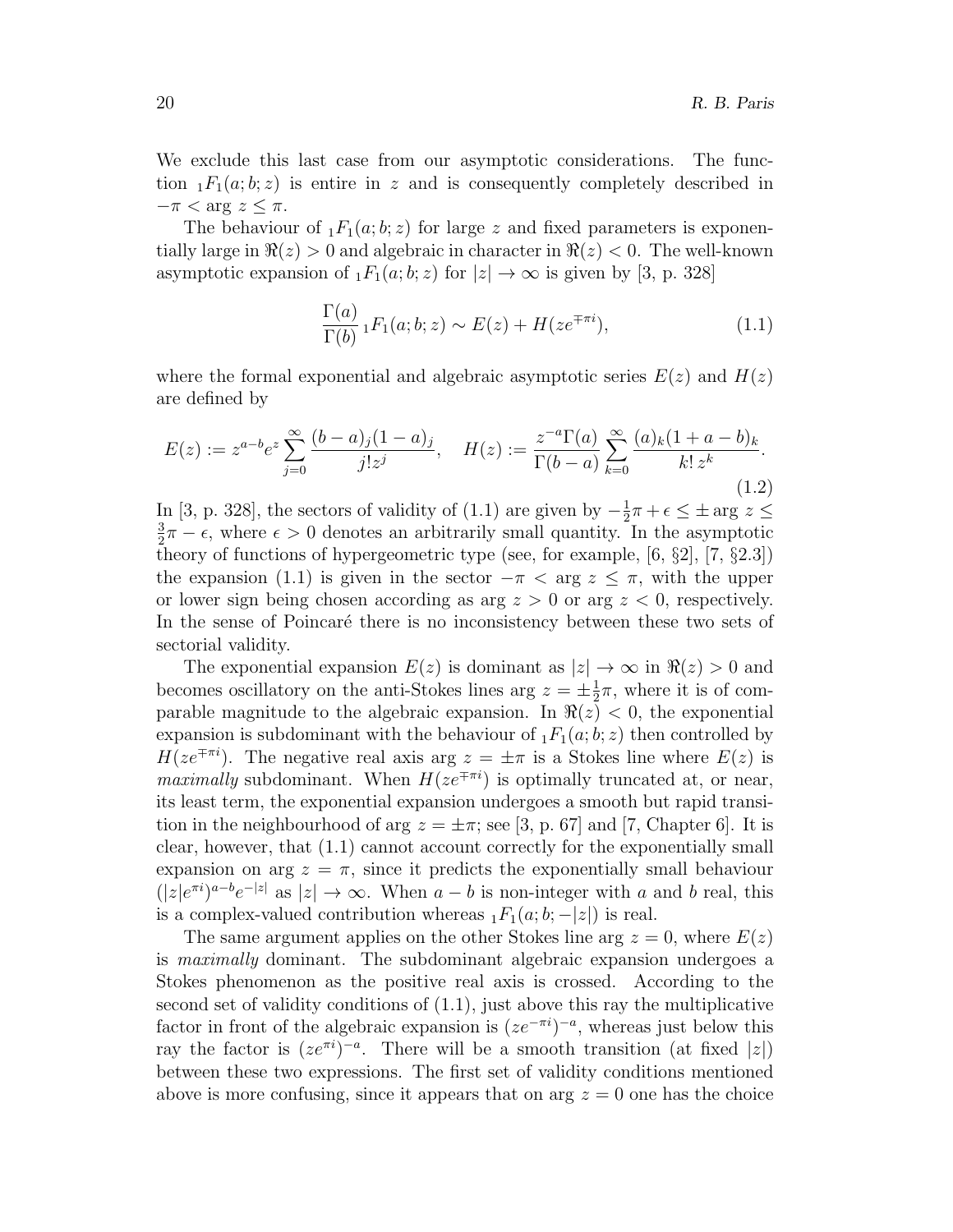We exclude this last case from our asymptotic considerations. The function ${}_1F_1(a;b;z)$ is entire in $z$ and is consequently completely described in $-\pi < \arg z \leq \pi$.

The behaviour of ${}_1F_1(a;b;z)$ for large $z$ and fixed parameters is exponentially large in $\Re(z) > 0$ and algebraic in character in $\Re(z) < 0$. The well-known asymptotic expansion of ${}_1F_1(a;b;z)$ for $|z| \to \infty$ is given by [3, p. 328]

$$\frac{\Gamma(a)}{\Gamma(b)}\,{}_1F_1(a;b;z) \sim E(z) + H(ze^{\mp\pi i}), \tag{1.1}$$

where the formal exponential and algebraic asymptotic series $E(z)$ and $H(z)$ are defined by

$$E(z) := z^{a-b}e^z \sum_{j=0}^{\infty} \frac{(b-a)_j(1-a)_j}{j! z^j}, \quad H(z) := \frac{z^{-a}\Gamma(a)}{\Gamma(b-a)} \sum_{k=0}^{\infty} \frac{(a)_k(1+a-b)_k}{k!\, z^k}. \tag{1.2}$$

In [3, p. 328], the sectors of validity of (1.1) are given by $-\frac{1}{2}\pi + \epsilon \leq \pm \arg z \leq \frac{3}{2}\pi - \epsilon$, where $\epsilon > 0$ denotes an arbitrarily small quantity. In the asymptotic theory of functions of hypergeometric type (see, for example, [6, §2], [7, §2.3]) the expansion (1.1) is given in the sector $-\pi < \arg z \leq \pi$, with the upper or lower sign being chosen according as $\arg z > 0$ or $\arg z < 0$, respectively. In the sense of Poincaré there is no inconsistency between these two sets of sectorial validity.

The exponential expansion $E(z)$ is dominant as $|z| \to \infty$ in $\Re(z) > 0$ and becomes oscillatory on the anti-Stokes lines $\arg z = \pm\frac{1}{2}\pi$, where it is of comparable magnitude to the algebraic expansion. In $\Re(z) < 0$, the exponential expansion is subdominant with the behaviour of ${}_1F_1(a;b;z)$ then controlled by $H(ze^{\mp\pi i})$. The negative real axis $\arg z = \pm\pi$ is a Stokes line where $E(z)$ is *maximally* subdominant. When $H(ze^{\mp\pi i})$ is optimally truncated at, or near, its least term, the exponential expansion undergoes a smooth but rapid transition in the neighbourhood of $\arg z = \pm\pi$; see [3, p. 67] and [7, Chapter 6]. It is clear, however, that (1.1) cannot account correctly for the exponentially small expansion on $\arg z = \pi$, since it predicts the exponentially small behaviour $(|z|e^{\pi i})^{a-b}e^{-|z|}$ as $|z| \to \infty$. When $a-b$ is non-integer with $a$ and $b$ real, this is a complex-valued contribution whereas ${}_1F_1(a;b;-|z|)$ is real.

The same argument applies on the other Stokes line $\arg z = 0$, where $E(z)$ is *maximally* dominant. The subdominant algebraic expansion undergoes a Stokes phenomenon as the positive real axis is crossed. According to the second set of validity conditions of (1.1), just above this ray the multiplicative factor in front of the algebraic expansion is $(ze^{-\pi i})^{-a}$, whereas just below this ray the factor is $(ze^{\pi i})^{-a}$. There will be a smooth transition (at fixed $|z|$) between these two expressions. The first set of validity conditions mentioned above is more confusing, since it appears that on $\arg z = 0$ one has the choice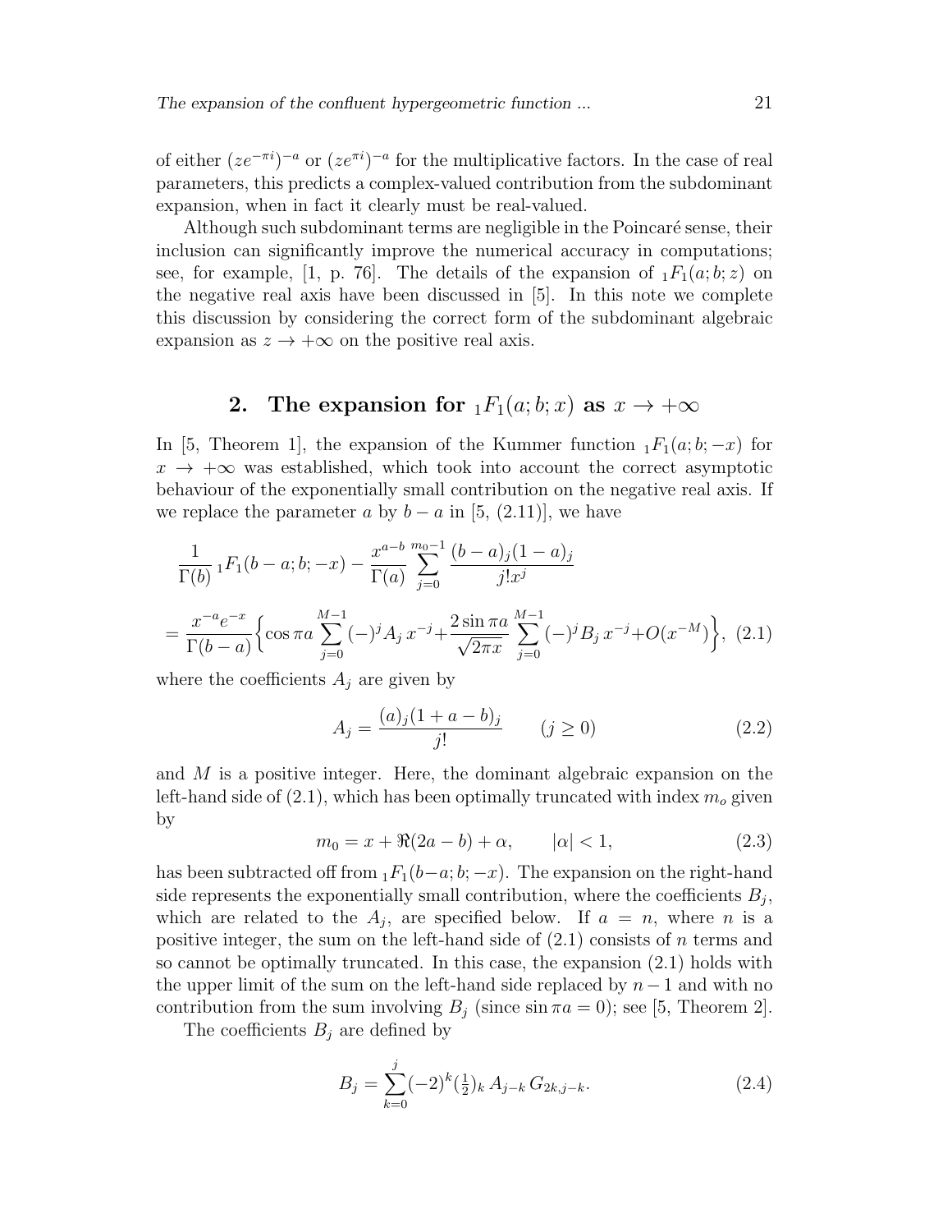of either $(ze^{-\pi i})^{-a}$ or $(ze^{\pi i})^{-a}$ for the multiplicative factors. In the case of real parameters, this predicts a complex-valued contribution from the subdominant expansion, when in fact it clearly must be real-valued.

Although such subdominant terms are negligible in the Poincaré sense, their inclusion can significantly improve the numerical accuracy in computations; see, for example, [1, p. 76]. The details of the expansion of ${}_1F_1(a;b;z)$ on the negative real axis have been discussed in [5]. In this note we complete this discussion by considering the correct form of the subdominant algebraic expansion as $z \to +\infty$ on the positive real axis.

## 2. The expansion for ${}_1F_1(a;b;x)$ as $x \to +\infty$

In [5, Theorem 1], the expansion of the Kummer function ${}_1F_1(a;b;-x)$ for $x \to +\infty$ was established, which took into account the correct asymptotic behaviour of the exponentially small contribution on the negative real axis. If we replace the parameter $a$ by $b-a$ in [5, (2.11)], we have

$$\frac{1}{\Gamma(b)}\,{}_1F_1(b-a;b;-x) - \frac{x^{a-b}}{\Gamma(a)}\sum_{j=0}^{m_0-1}\frac{(b-a)_j(1-a)_j}{j!x^j}$$

$$= \frac{x^{-a}e^{-x}}{\Gamma(b-a)}\Big\{\cos\pi a\sum_{j=0}^{M-1}(-)^jA_j\,x^{-j} + \frac{2\sin\pi a}{\sqrt{2\pi x}}\sum_{j=0}^{M-1}(-)^jB_j\,x^{-j} + O(x^{-M})\Big\}, \quad (2.1)$$

where the coefficients $A_j$ are given by

$$A_j = \frac{(a)_j(1+a-b)_j}{j!} \qquad (j \geq 0) \quad (2.2)$$

and $M$ is a positive integer. Here, the dominant algebraic expansion on the left-hand side of (2.1), which has been optimally truncated with index $m_o$ given by

$$m_0 = x + \Re(2a-b) + \alpha, \qquad |\alpha| < 1, \quad (2.3)$$

has been subtracted off from ${}_1F_1(b-a;b;-x)$. The expansion on the right-hand side represents the exponentially small contribution, where the coefficients $B_j$, which are related to the $A_j$, are specified below. If $a = n$, where $n$ is a positive integer, the sum on the left-hand side of (2.1) consists of $n$ terms and so cannot be optimally truncated. In this case, the expansion (2.1) holds with the upper limit of the sum on the left-hand side replaced by $n-1$ and with no contribution from the sum involving $B_j$ (since $\sin\pi a = 0$); see [5, Theorem 2].

The coefficients $B_j$ are defined by

$$B_j = \sum_{k=0}^{j}(-2)^k(\tfrac{1}{2})_k\,A_{j-k}\,G_{2k,j-k}. \quad (2.4)$$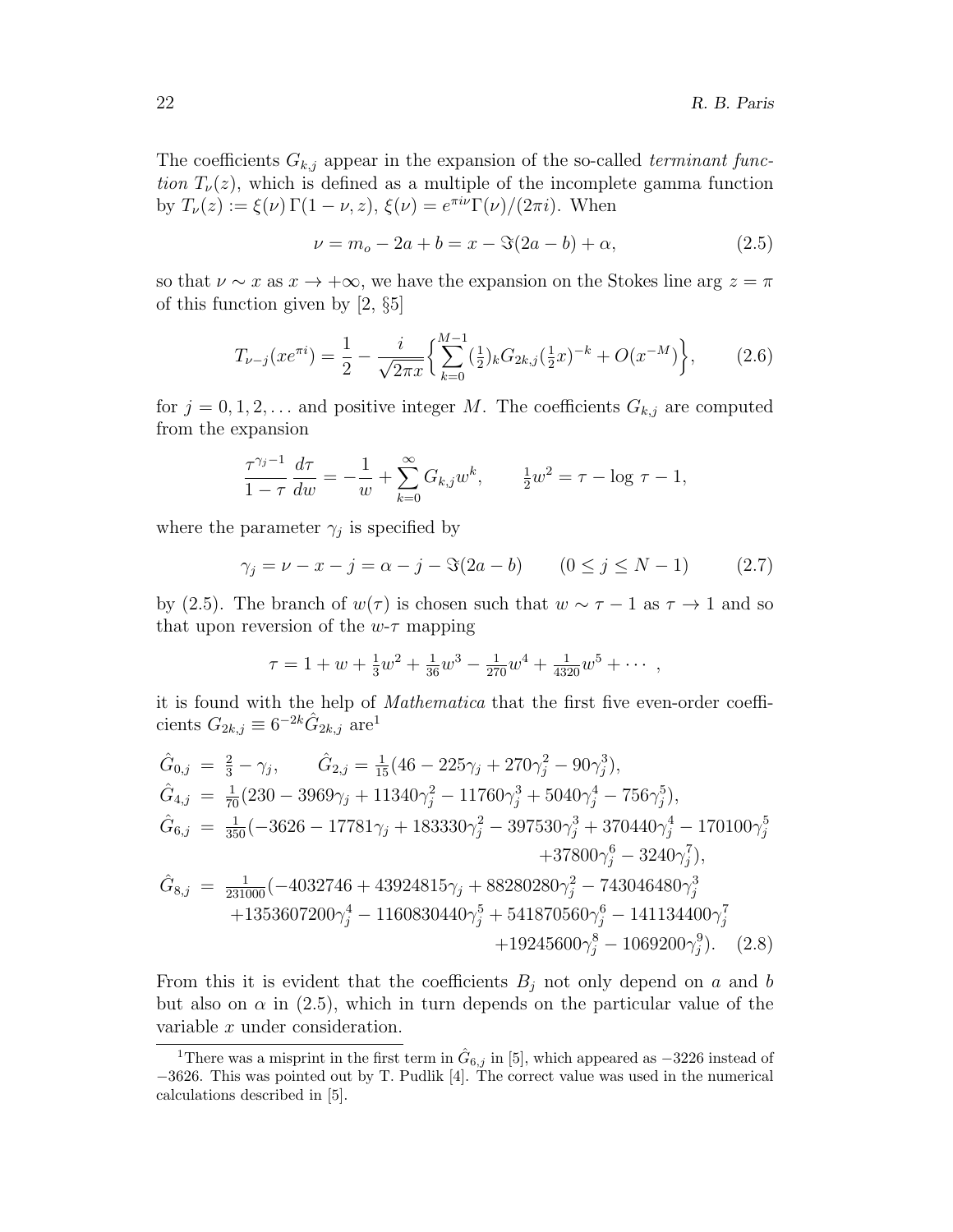The coefficients $G_{k,j}$ appear in the expansion of the so-called *terminant function* $T_\nu(z)$, which is defined as a multiple of the incomplete gamma function by $T_\nu(z) := \xi(\nu)\,\Gamma(1-\nu, z)$, $\xi(\nu) = e^{\pi i\nu}\Gamma(\nu)/(2\pi i)$. When

$$\nu = m_o - 2a + b = x - \Im(2a-b) + \alpha, \tag{2.5}$$

so that $\nu \sim x$ as $x \to +\infty$, we have the expansion on the Stokes line $\arg z = \pi$ of this function given by [2, §5]

$$T_{\nu-j}(xe^{\pi i}) = \frac{1}{2} - \frac{i}{\sqrt{2\pi x}}\Big\{\sum_{k=0}^{M-1} (\tfrac{1}{2})_k G_{2k,j} (\tfrac{1}{2}x)^{-k} + O(x^{-M})\Big\}, \tag{2.6}$$

for $j = 0, 1, 2, \ldots$ and positive integer $M$. The coefficients $G_{k,j}$ are computed from the expansion

$$\frac{\tau^{\gamma_j - 1}}{1-\tau}\,\frac{d\tau}{dw} = -\frac{1}{w} + \sum_{k=0}^{\infty} G_{k,j} w^k, \qquad \tfrac{1}{2}w^2 = \tau - \log\,\tau - 1,$$

where the parameter $\gamma_j$ is specified by

$$\gamma_j = \nu - x - j = \alpha - j - \Im(2a-b) \qquad (0 \le j \le N-1) \tag{2.7}$$

by (2.5). The branch of $w(\tau)$ is chosen such that $w \sim \tau - 1$ as $\tau \to 1$ and so that upon reversion of the $w$-$\tau$ mapping

$$\tau = 1 + w + \tfrac{1}{3}w^2 + \tfrac{1}{36}w^3 - \tfrac{1}{270}w^4 + \tfrac{1}{4320}w^5 + \cdots\ ,$$

it is found with the help of *Mathematica* that the first five even-order coefficients $G_{2k,j} \equiv 6^{-2k}\hat{G}_{2k,j}$ are[1]

$$\begin{aligned}
\hat{G}_{0,j} &= \tfrac{2}{3} - \gamma_j, \qquad \hat{G}_{2,j} = \tfrac{1}{15}(46 - 225\gamma_j + 270\gamma_j^2 - 90\gamma_j^3),\\
\hat{G}_{4,j} &= \tfrac{1}{70}(230 - 3969\gamma_j + 11340\gamma_j^2 - 11760\gamma_j^3 + 5040\gamma_j^4 - 756\gamma_j^5),\\
\hat{G}_{6,j} &= \tfrac{1}{350}(-3626 - 17781\gamma_j + 183330\gamma_j^2 - 397530\gamma_j^3 + 370440\gamma_j^4 - 170100\gamma_j^5\\
&\qquad\qquad + 37800\gamma_j^6 - 3240\gamma_j^7),\\
\hat{G}_{8,j} &= \tfrac{1}{231000}(-4032746 + 43924815\gamma_j + 88280280\gamma_j^2 - 743046480\gamma_j^3\\
&\qquad + 1353607200\gamma_j^4 - 1160830440\gamma_j^5 + 541870560\gamma_j^6 - 141134400\gamma_j^7\\
&\qquad\qquad + 19245600\gamma_j^8 - 1069200\gamma_j^9).
\end{aligned} \tag{2.8}$$

From this it is evident that the coefficients $B_j$ not only depend on $a$ and $b$ but also on $\alpha$ in (2.5), which in turn depends on the particular value of the variable $x$ under consideration.

---

[1] There was a misprint in the first term in $\hat{G}_{6,j}$ in [5], which appeared as $-3226$ instead of $-3626$. This was pointed out by T. Pudlik [4]. The correct value was used in the numerical calculations described in [5].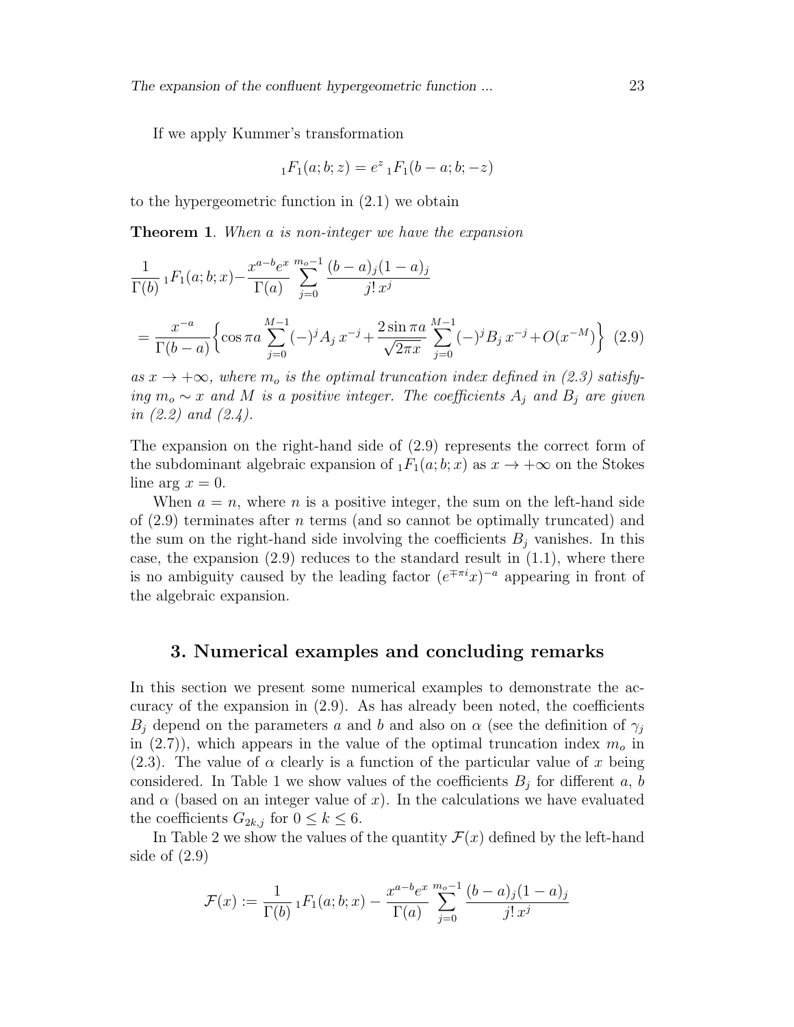If we apply Kummer's transformation

$$ {}_1F_1(a;b;z) = e^z \, {}_1F_1(b-a;b;-z) $$

to the hypergeometric function in (2.1) we obtain

**Theorem 1**. *When $a$ is non-integer we have the expansion*

$$ \frac{1}{\Gamma(b)} \, {}_1F_1(a;b;x) - \frac{x^{a-b}e^x}{\Gamma(a)} \sum_{j=0}^{m_o-1} \frac{(b-a)_j (1-a)_j}{j! \, x^j} $$

$$ = \frac{x^{-a}}{\Gamma(b-a)} \left\{ \cos \pi a \sum_{j=0}^{M-1} (-)^j A_j \, x^{-j} + \frac{2 \sin \pi a}{\sqrt{2\pi x}} \sum_{j=0}^{M-1} (-)^j B_j \, x^{-j} + O(x^{-M}) \right\} \quad (2.9) $$

*as $x \to +\infty$, where $m_o$ is the optimal truncation index defined in (2.3) satisfying $m_o \sim x$ and $M$ is a positive integer. The coefficients $A_j$ and $B_j$ are given in (2.2) and (2.4).*

The expansion on the right-hand side of (2.9) represents the correct form of the subdominant algebraic expansion of ${}_1F_1(a;b;x)$ as $x \to +\infty$ on the Stokes line $\arg x = 0$.

When $a = n$, where $n$ is a positive integer, the sum on the left-hand side of (2.9) terminates after $n$ terms (and so cannot be optimally truncated) and the sum on the right-hand side involving the coefficients $B_j$ vanishes. In this case, the expansion (2.9) reduces to the standard result in (1.1), where there is no ambiguity caused by the leading factor $(e^{\mp \pi i} x)^{-a}$ appearing in front of the algebraic expansion.

## 3. Numerical examples and concluding remarks

In this section we present some numerical examples to demonstrate the accuracy of the expansion in (2.9). As has already been noted, the coefficients $B_j$ depend on the parameters $a$ and $b$ and also on $\alpha$ (see the definition of $\gamma_j$ in (2.7)), which appears in the value of the optimal truncation index $m_o$ in (2.3). The value of $\alpha$ clearly is a function of the particular value of $x$ being considered. In Table 1 we show values of the coefficients $B_j$ for different $a$, $b$ and $\alpha$ (based on an integer value of $x$). In the calculations we have evaluated the coefficients $G_{2k,j}$ for $0 \le k \le 6$.

In Table 2 we show the values of the quantity $\mathcal{F}(x)$ defined by the left-hand side of (2.9)

$$ \mathcal{F}(x) := \frac{1}{\Gamma(b)} \, {}_1F_1(a;b;x) - \frac{x^{a-b}e^x}{\Gamma(a)} \sum_{j=0}^{m_o-1} \frac{(b-a)_j (1-a)_j}{j! \, x^j} $$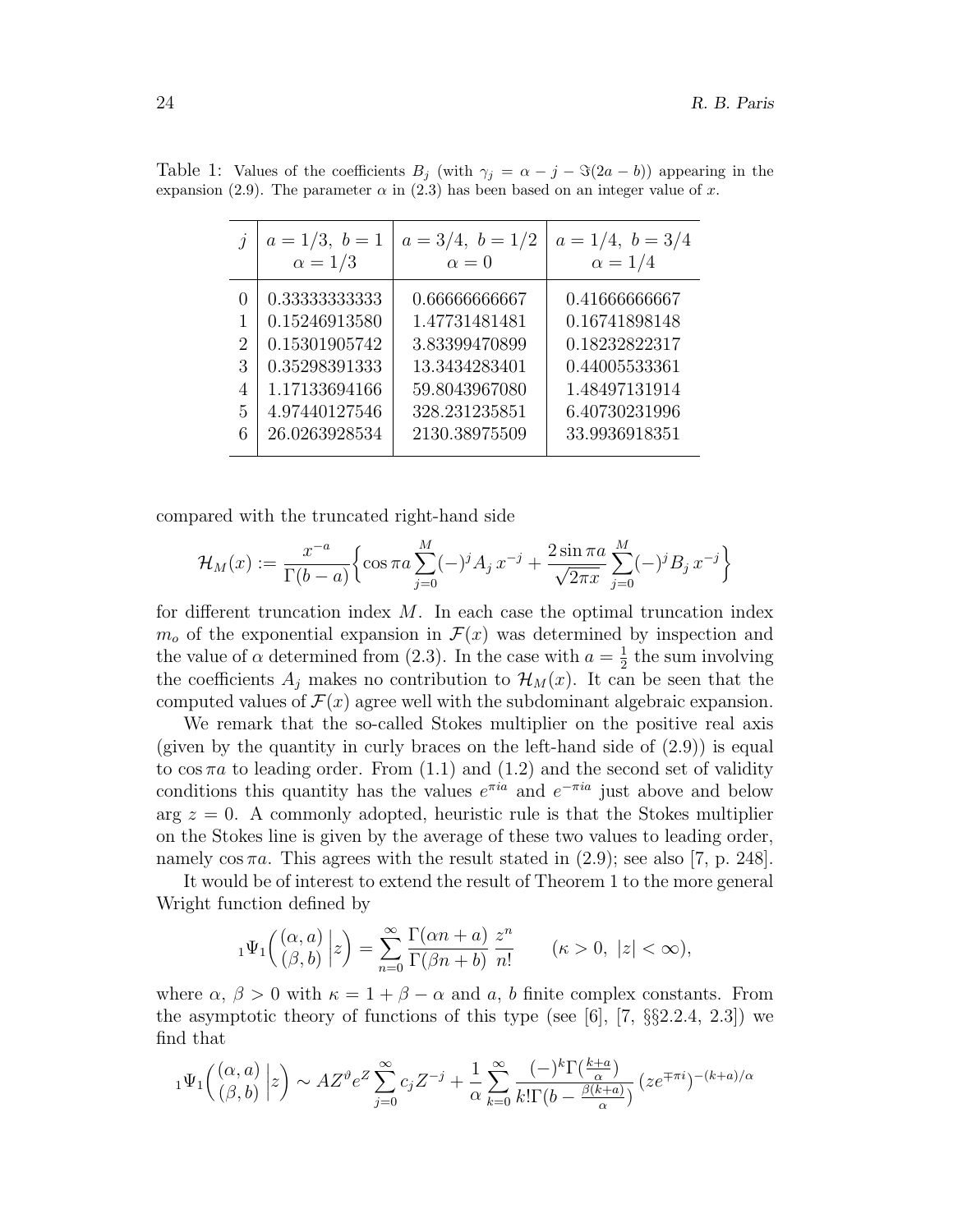Table 1: Values of the coefficients $B_j$ (with $\gamma_j = \alpha - j - \Im(2a-b)$) appearing in the expansion (2.9). The parameter $\alpha$ in (2.3) has been based on an integer value of $x$.

| $j$ | $a = 1/3,\ b = 1$ <br> $\alpha = 1/3$ | $a = 3/4,\ b = 1/2$ <br> $\alpha = 0$ | $a = 1/4,\ b = 3/4$ <br> $\alpha = 1/4$ |
|---|---|---|---|
| 0 | 0.33333333333 | 0.66666666667 | 0.41666666667 |
| 1 | 0.15246913580 | 1.47731481481 | 0.16741898148 |
| 2 | 0.15301905742 | 3.83399470899 | 0.18232822317 |
| 3 | 0.35298391333 | 13.3434283401 | 0.44005533361 |
| 4 | 1.17133694166 | 59.8043967080 | 1.48497131914 |
| 5 | 4.97440127546 | 328.231235851 | 6.40730231996 |
| 6 | 26.0263928534 | 2130.38975509 | 33.9936918351 |

compared with the truncated right-hand side

$$\mathcal{H}_M(x) := \frac{x^{-a}}{\Gamma(b-a)}\Big\{\cos\pi a \sum_{j=0}^{M}(-)^j A_j\, x^{-j} + \frac{2\sin\pi a}{\sqrt{2\pi x}}\sum_{j=0}^{M}(-)^j B_j\, x^{-j}\Big\}$$

for different truncation index $M$. In each case the optimal truncation index $m_o$ of the exponential expansion in $\mathcal{F}(x)$ was determined by inspection and the value of $\alpha$ determined from (2.3). In the case with $a = \frac{1}{2}$ the sum involving the coefficients $A_j$ makes no contribution to $\mathcal{H}_M(x)$. It can be seen that the computed values of $\mathcal{F}(x)$ agree well with the subdominant algebraic expansion.

We remark that the so-called Stokes multiplier on the positive real axis (given by the quantity in curly braces on the left-hand side of (2.9)) is equal to $\cos\pi a$ to leading order. From (1.1) and (1.2) and the second set of validity conditions this quantity has the values $e^{\pi ia}$ and $e^{-\pi ia}$ just above and below $\arg z = 0$. A commonly adopted, heuristic rule is that the Stokes multiplier on the Stokes line is given by the average of these two values to leading order, namely $\cos\pi a$. This agrees with the result stated in (2.9); see also [7, p. 248].

It would be of interest to extend the result of Theorem 1 to the more general Wright function defined by

$${}_1\Psi_1\Big(\begin{matrix}(\alpha,a)\\(\beta,b)\end{matrix}\Big|z\Big) = \sum_{n=0}^{\infty}\frac{\Gamma(\alpha n + a)}{\Gamma(\beta n + b)}\,\frac{z^n}{n!} \qquad (\kappa > 0,\ |z| < \infty),$$

where $\alpha,\ \beta > 0$ with $\kappa = 1 + \beta - \alpha$ and $a$, $b$ finite complex constants. From the asymptotic theory of functions of this type (see [6], [7, §§2.2.4, 2.3]) we find that

$${}_1\Psi_1\Big(\begin{matrix}(\alpha,a)\\(\beta,b)\end{matrix}\Big|z\Big) \sim AZ^{\vartheta}e^{Z}\sum_{j=0}^{\infty}c_j Z^{-j} + \frac{1}{\alpha}\sum_{k=0}^{\infty}\frac{(-)^k\Gamma(\frac{k+a}{\alpha})}{k!\Gamma(b - \frac{\beta(k+a)}{\alpha})}\,(ze^{\mp\pi i})^{-(k+a)/\alpha}$$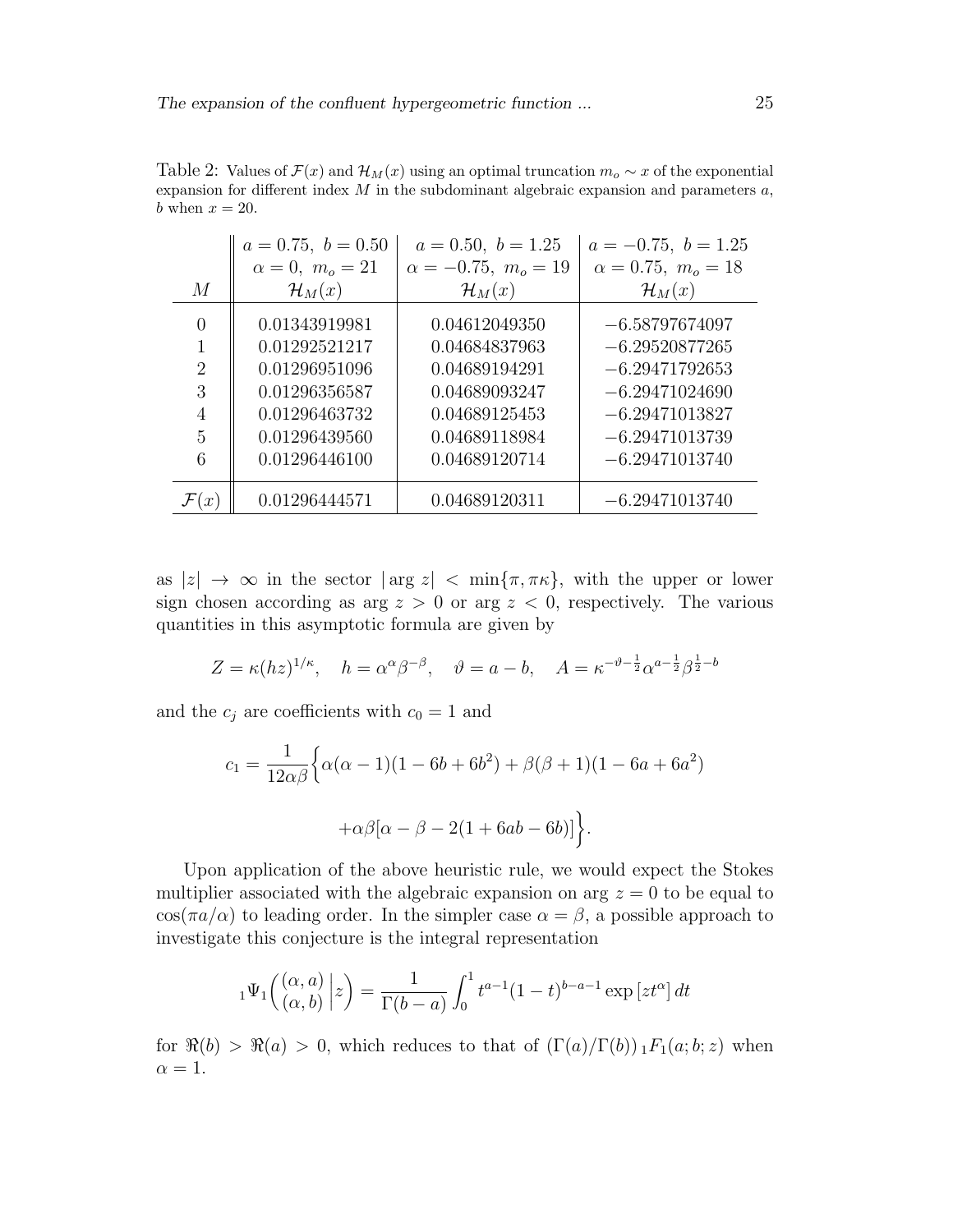Table 2: Values of $\mathcal{F}(x)$ and $\mathcal{H}_M(x)$ using an optimal truncation $m_o \sim x$ of the exponential expansion for different index $M$ in the subdominant algebraic expansion and parameters $a$, $b$ when $x = 20$.

| | $a = 0.75,\ b = 0.50$ | $a = 0.50,\ b = 1.25$ | $a = -0.75,\ b = 1.25$ |
|---|---|---|---|
| | $\alpha = 0,\ m_o = 21$ | $\alpha = -0.75,\ m_o = 19$ | $\alpha = 0.75,\ m_o = 18$ |
| $M$ | $\mathcal{H}_M(x)$ | $\mathcal{H}_M(x)$ | $\mathcal{H}_M(x)$ |
| 0 | 0.01343919981 | 0.04612049350 | −6.58797674097 |
| 1 | 0.01292521217 | 0.04684837963 | −6.29520877265 |
| 2 | 0.01296951096 | 0.04689194291 | −6.29471792653 |
| 3 | 0.01296356587 | 0.04689093247 | −6.29471024690 |
| 4 | 0.01296463732 | 0.04689125453 | −6.29471013827 |
| 5 | 0.01296439560 | 0.04689118984 | −6.29471013739 |
| 6 | 0.01296446100 | 0.04689120714 | −6.29471013740 |
| $\mathcal{F}(x)$ | 0.01296444571 | 0.04689120311 | −6.29471013740 |

as $|z| \to \infty$ in the sector $|\arg z| < \min\{\pi, \pi\kappa\}$, with the upper or lower sign chosen according as $\arg z > 0$ or $\arg z < 0$, respectively. The various quantities in this asymptotic formula are given by

$$Z = \kappa(hz)^{1/\kappa}, \quad h = \alpha^{\alpha}\beta^{-\beta}, \quad \vartheta = a - b, \quad A = \kappa^{-\vartheta-\frac{1}{2}}\alpha^{a-\frac{1}{2}}\beta^{\frac{1}{2}-b}$$

and the $c_j$ are coefficients with $c_0 = 1$ and

$$c_1 = \frac{1}{12\alpha\beta}\Big\{\alpha(\alpha-1)(1-6b+6b^2) + \beta(\beta+1)(1-6a+6a^2)$$

$$+\alpha\beta[\alpha - \beta - 2(1+6ab-6b)]\Big\}.$$

Upon application of the above heuristic rule, we would expect the Stokes multiplier associated with the algebraic expansion on $\arg z = 0$ to be equal to $\cos(\pi a/\alpha)$ to leading order. In the simpler case $\alpha = \beta$, a possible approach to investigate this conjecture is the integral representation

$${}_1\Psi_1\left(\begin{matrix}(\alpha, a)\\(\alpha, b)\end{matrix}\,\middle|\, z\right) = \frac{1}{\Gamma(b-a)}\int_0^1 t^{a-1}(1-t)^{b-a-1}\exp\left[zt^{\alpha}\right]dt$$

for $\Re(b) > \Re(a) > 0$, which reduces to that of $(\Gamma(a)/\Gamma(b))\,{}_1F_1(a;b;z)$ when $\alpha = 1$.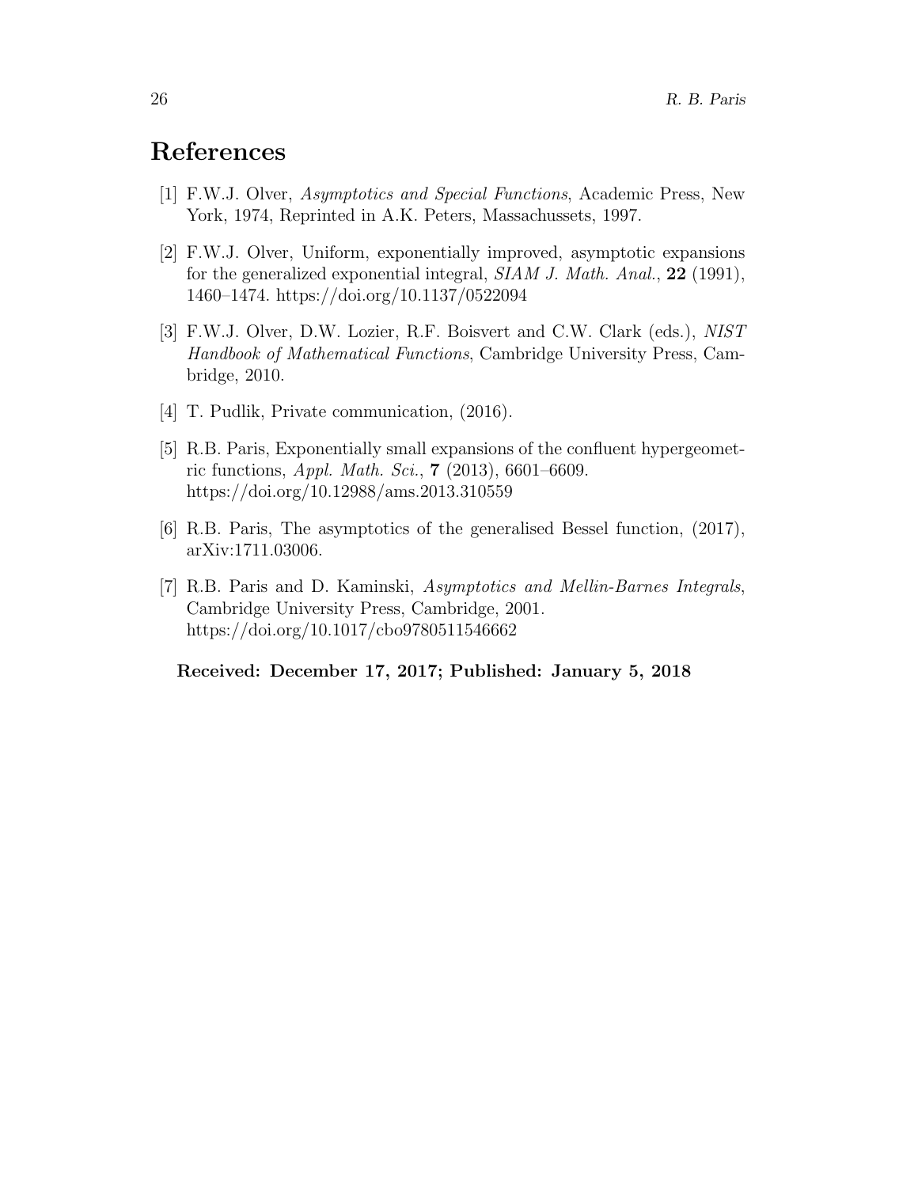# References

[1] F.W.J. Olver, *Asymptotics and Special Functions*, Academic Press, New York, 1974, Reprinted in A.K. Peters, Massachussets, 1997.

[2] F.W.J. Olver, Uniform, exponentially improved, asymptotic expansions for the generalized exponential integral, *SIAM J. Math. Anal.*, **22** (1991), 1460–1474. https://doi.org/10.1137/0522094

[3] F.W.J. Olver, D.W. Lozier, R.F. Boisvert and C.W. Clark (eds.), *NIST Handbook of Mathematical Functions*, Cambridge University Press, Cambridge, 2010.

[4] T. Pudlik, Private communication, (2016).

[5] R.B. Paris, Exponentially small expansions of the confluent hypergeometric functions, *Appl. Math. Sci.*, **7** (2013), 6601–6609. https://doi.org/10.12988/ams.2013.310559

[6] R.B. Paris, The asymptotics of the generalised Bessel function, (2017), arXiv:1711.03006.

[7] R.B. Paris and D. Kaminski, *Asymptotics and Mellin-Barnes Integrals*, Cambridge University Press, Cambridge, 2001. https://doi.org/10.1017/cbo9780511546662

**Received: December 17, 2017; Published: January 5, 2018**